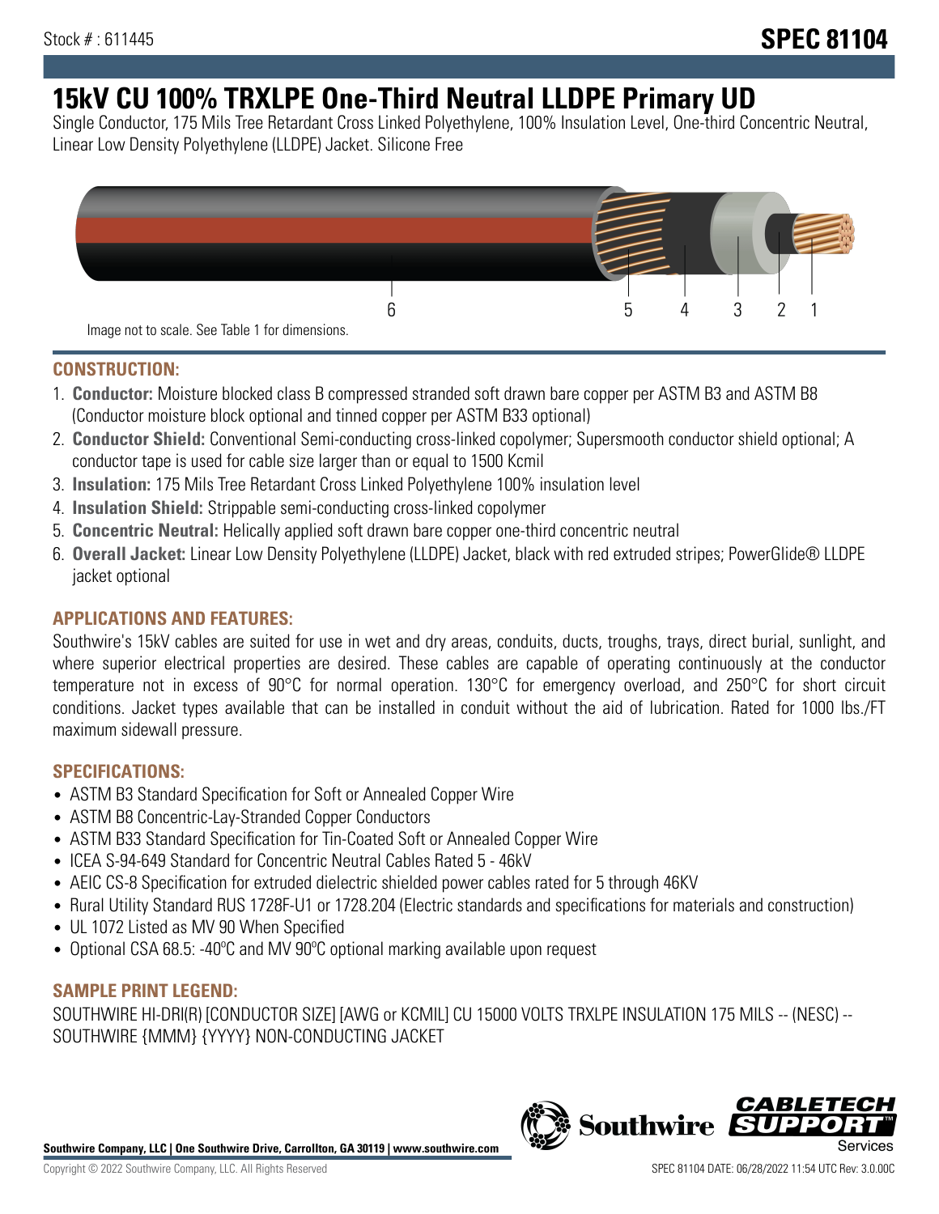Stock # : 611445

# SPEC 81104

# 15kV CU 100% TRXLPE One-Third Neutral LLDPE Primary UD

Single Conductor, 175 Mils Tree Retardant Cross Linked Polyethylene, 100% Insulation Level, One-third Concentric Neutral, Linear Low Density Polyethylene (LLDPE) Jacket. Silicone Free

Image not to scale. See Table 1 for dimensions.

## CONSTRUCTION:

1. **Conductor:** Moisture blocked class B compressed stranded soft drawn bare copper per ASTM B3 and ASTM B8 (Conductor moisture block optional and tinned copper per ASTM B33 optional)
2. **Conductor Shield:** Conventional Semi-conducting cross-linked copolymer; Supersmooth conductor shield optional; A conductor tape is used for cable size larger than or equal to 1500 Kcmil
3. **Insulation:** 175 Mils Tree Retardant Cross Linked Polyethylene 100% insulation level
4. **Insulation Shield:** Strippable semi-conducting cross-linked copolymer
5. **Concentric Neutral:** Helically applied soft drawn bare copper one-third concentric neutral
6. **Overall Jacket:** Linear Low Density Polyethylene (LLDPE) Jacket, black with red extruded stripes; PowerGlide® LLDPE jacket optional

## APPLICATIONS AND FEATURES:

Southwire's 15kV cables are suited for use in wet and dry areas, conduits, ducts, troughs, trays, direct burial, sunlight, and where superior electrical properties are desired. These cables are capable of operating continuously at the conductor temperature not in excess of 90°C for normal operation. 130°C for emergency overload, and 250°C for short circuit conditions. Jacket types available that can be installed in conduit without the aid of lubrication. Rated for 1000 lbs./FT maximum sidewall pressure.

## SPECIFICATIONS:

- ASTM B3 Standard Specification for Soft or Annealed Copper Wire
- ASTM B8 Concentric-Lay-Stranded Copper Conductors
- ASTM B33 Standard Specification for Tin-Coated Soft or Annealed Copper Wire
- ICEA S-94-649 Standard for Concentric Neutral Cables Rated 5 - 46kV
- AEIC CS-8 Specification for extruded dielectric shielded power cables rated for 5 through 46KV
- Rural Utility Standard RUS 1728F-U1 or 1728.204 (Electric standards and specifications for materials and construction)
- UL 1072 Listed as MV 90 When Specified
- Optional CSA 68.5: -40ºC and MV 90ºC optional marking available upon request

## SAMPLE PRINT LEGEND:

SOUTHWIRE HI-DRI(R) [CONDUCTOR SIZE] [AWG or KCMIL] CU 15000 VOLTS TRXLPE INSULATION 175 MILS -- (NESC) -- SOUTHWIRE {MMM} {YYYY} NON-CONDUCTING JACKET

**Southwire Company, LLC | One Southwire Drive, Carrollton, GA 30119 | www.southwire.com**

Copyright © 2022 Southwire Company, LLC. All Rights Reserved

SPEC 81104 DATE: 06/28/2022 11:54 UTC Rev: 3.0.00C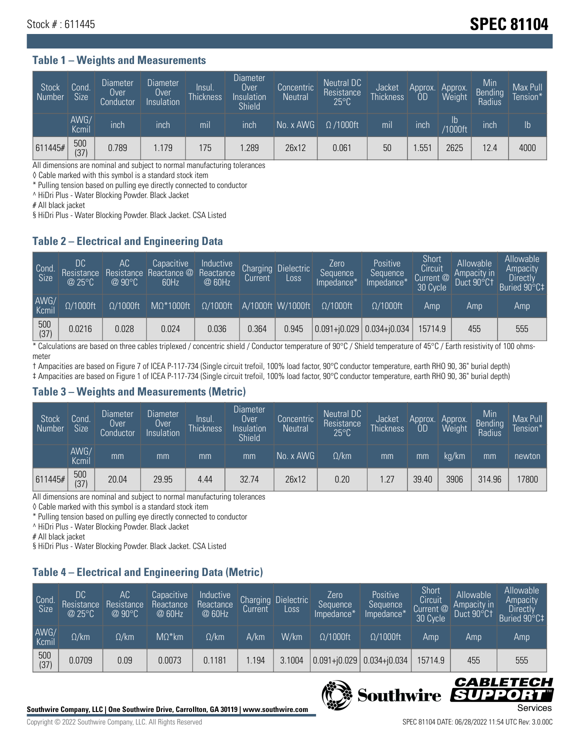Stock # : 611445

# SPEC 81104

## Table 1 – Weights and Measurements

| Stock Number | Cond. Size | Diameter Over Conductor | Diameter Over Insulation | Insul. Thickness | Diameter Over Insulation Shield | Concentric Neutral | Neutral DC Resistance 25°C | Jacket Thickness | Approx. OD | Approx. Weight | Min Bending Radius | Max Pull Tension* |
|---|---|---|---|---|---|---|---|---|---|---|---|---|
| | AWG/ Kcmil | inch | inch | mil | inch | No. x AWG | Ω /1000ft | mil | inch | lb /1000ft | inch | lb |
| 611445# | 500 (37) | 0.789 | 1.179 | 175 | 1.289 | 26x12 | 0.061 | 50 | 1.551 | 2625 | 12.4 | 4000 |

All dimensions are nominal and subject to normal manufacturing tolerances

◊ Cable marked with this symbol is a standard stock item

* Pulling tension based on pulling eye directly connected to conductor

^ HiDri Plus - Water Blocking Powder. Black Jacket

# All black jacket

§ HiDri Plus - Water Blocking Powder. Black Jacket. CSA Listed

## Table 2 – Electrical and Engineering Data

| Cond. Size | DC Resistance @ 25°C | AC Resistance @ 90°C | Capacitive Reactance @ 60Hz | Inductive Reactance @ 60Hz | Charging Current | Dielectric Loss | Zero Sequence Impedance* | Positive Sequence Impedance* | Short Circuit Current @ 30 Cycle | Allowable Ampacity in Duct 90°C† | Allowable Ampacity Directly Buried 90°C‡ |
|---|---|---|---|---|---|---|---|---|---|---|---|
| AWG/ Kcmil | Ω/1000ft | Ω/1000ft | MΩ*1000ft | Ω/1000ft | A/1000ft | W/1000ft | Ω/1000ft | Ω/1000ft | Amp | Amp | Amp |
| 500 (37) | 0.0216 | 0.028 | 0.024 | 0.036 | 0.364 | 0.945 | 0.091+j0.029 | 0.034+j0.034 | 15714.9 | 455 | 555 |

* Calculations are based on three cables triplexed / concentric shield / Conductor temperature of 90°C / Shield temperature of 45°C / Earth resistivity of 100 ohms-meter

† Ampacities are based on Figure 7 of ICEA P-117-734 (Single circuit trefoil, 100% load factor, 90°C conductor temperature, earth RHO 90, 36" burial depth)

‡ Ampacities are based on Figure 1 of ICEA P-117-734 (Single circuit trefoil, 100% load factor, 90°C conductor temperature, earth RHO 90, 36" burial depth)

## Table 3 – Weights and Measurements (Metric)

| Stock Number | Cond. Size | Diameter Over Conductor | Diameter Over Insulation | Insul. Thickness | Diameter Over Insulation Shield | Concentric Neutral | Neutral DC Resistance 25°C | Jacket Thickness | Approx. OD | Approx. Weight | Min Bending Radius | Max Pull Tension* |
|---|---|---|---|---|---|---|---|---|---|---|---|---|
| | AWG/ Kcmil | mm | mm | mm | mm | No. x AWG | Ω/km | mm | mm | kg/km | mm | newton |
| 611445# | 500 (37) | 20.04 | 29.95 | 4.44 | 32.74 | 26x12 | 0.20 | 1.27 | 39.40 | 3906 | 314.96 | 17800 |

All dimensions are nominal and subject to normal manufacturing tolerances

◊ Cable marked with this symbol is a standard stock item

* Pulling tension based on pulling eye directly connected to conductor

^ HiDri Plus - Water Blocking Powder. Black Jacket

# All black jacket

§ HiDri Plus - Water Blocking Powder. Black Jacket. CSA Listed

## Table 4 – Electrical and Engineering Data (Metric)

| Cond. Size | DC Resistance @ 25°C | AC Resistance @ 90°C | Capacitive Reactance @ 60Hz | Inductive Reactance @ 60Hz | Charging Current | Dielectric Loss | Zero Sequence Impedance* | Positive Sequence Impedance* | Short Circuit Current @ 30 Cycle | Allowable Ampacity in Duct 90°C† | Allowable Ampacity Directly Buried 90°C‡ |
|---|---|---|---|---|---|---|---|---|---|---|---|
| AWG/ Kcmil | Ω/km | Ω/km | MΩ*km | Ω/km | A/km | W/km | Ω/1000ft | Ω/1000ft | Amp | Amp | Amp |
| 500 (37) | 0.0709 | 0.09 | 0.0073 | 0.1181 | 1.194 | 3.1004 | 0.091+j0.029 | 0.034+j0.034 | 15714.9 | 455 | 555 |

**Southwire Company, LLC | One Southwire Drive, Carrollton, GA 30119 | www.southwire.com**

Copyright © 2022 Southwire Company, LLC. All Rights Reserved

SPEC 81104 DATE: 06/28/2022 11:54 UTC Rev: 3.0.00C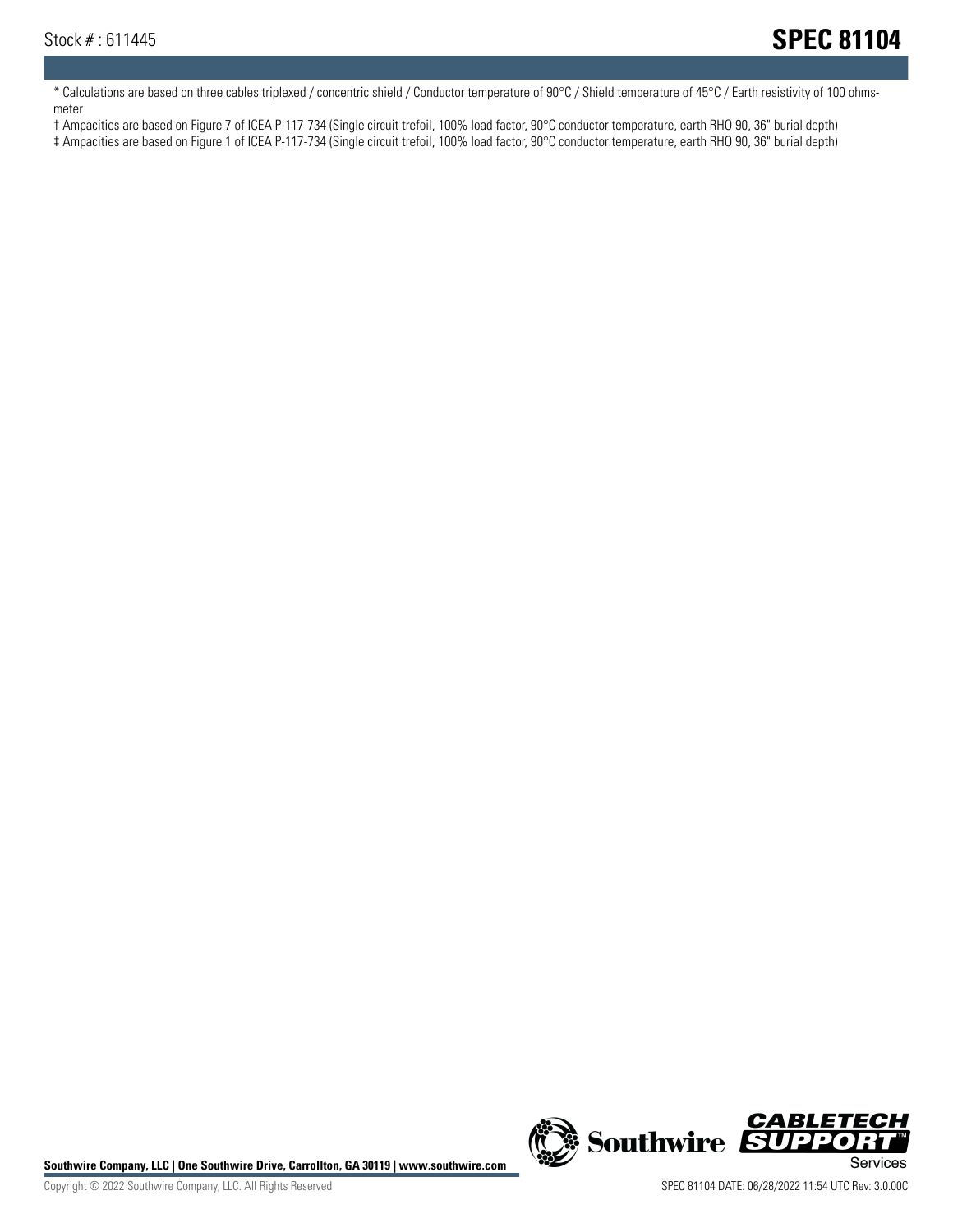* Calculations are based on three cables triplexed / concentric shield / Conductor temperature of 90°C / Shield temperature of 45°C / Earth resistivity of 100 ohms-meter

† Ampacities are based on Figure 7 of ICEA P-117-734 (Single circuit trefoil, 100% load factor, 90°C conductor temperature, earth RHO 90, 36" burial depth)

‡ Ampacities are based on Figure 1 of ICEA P-117-734 (Single circuit trefoil, 100% load factor, 90°C conductor temperature, earth RHO 90, 36" burial depth)